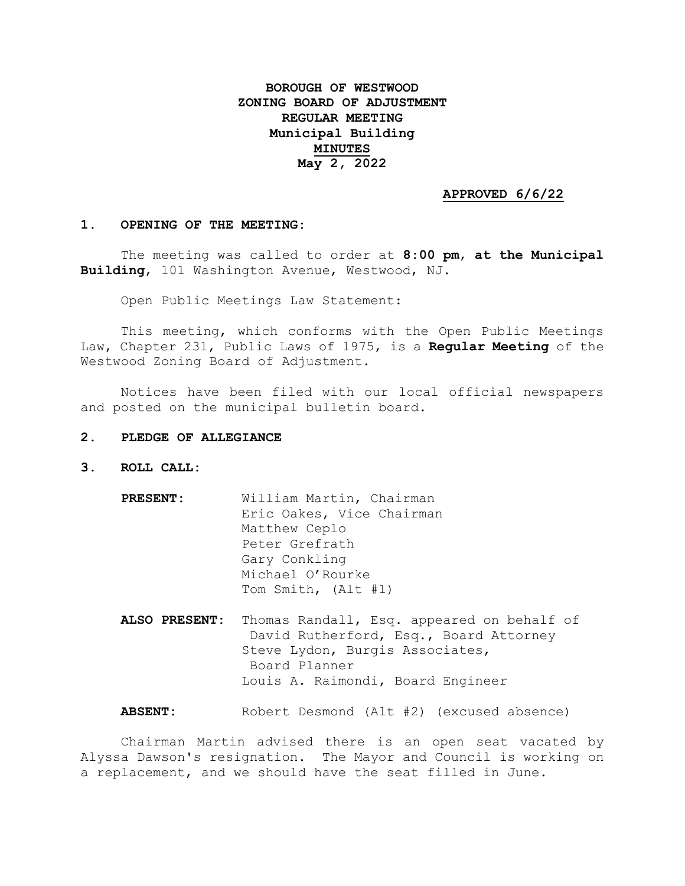# BOROUGH OF WESTWOOD
# ZONING BOARD OF ADJUSTMENT
# REGULAR MEETING
# Municipal Building
# MINUTES
# May 2, 2022

**APPROVED 6/6/22**

## 1. OPENING OF THE MEETING:

The meeting was called to order at **8:00 pm**, **at the Municipal Building**, 101 Washington Avenue, Westwood, NJ.

Open Public Meetings Law Statement:

This meeting, which conforms with the Open Public Meetings Law, Chapter 231, Public Laws of 1975, is a **Regular Meeting** of the Westwood Zoning Board of Adjustment.

Notices have been filed with our local official newspapers and posted on the municipal bulletin board.

## 2. PLEDGE OF ALLEGIANCE

## 3. ROLL CALL:

**PRESENT:**
William Martin, Chairman
Eric Oakes, Vice Chairman
Matthew Ceplo
Peter Grefrath
Gary Conkling
Michael O'Rourke
Tom Smith, (Alt #1)

**ALSO PRESENT:**
Thomas Randall, Esq. appeared on behalf of David Rutherford, Esq., Board Attorney
Steve Lydon, Burgis Associates, Board Planner
Louis A. Raimondi, Board Engineer

**ABSENT:**
Robert Desmond (Alt #2) (excused absence)

Chairman Martin advised there is an open seat vacated by Alyssa Dawson's resignation. The Mayor and Council is working on a replacement, and we should have the seat filled in June.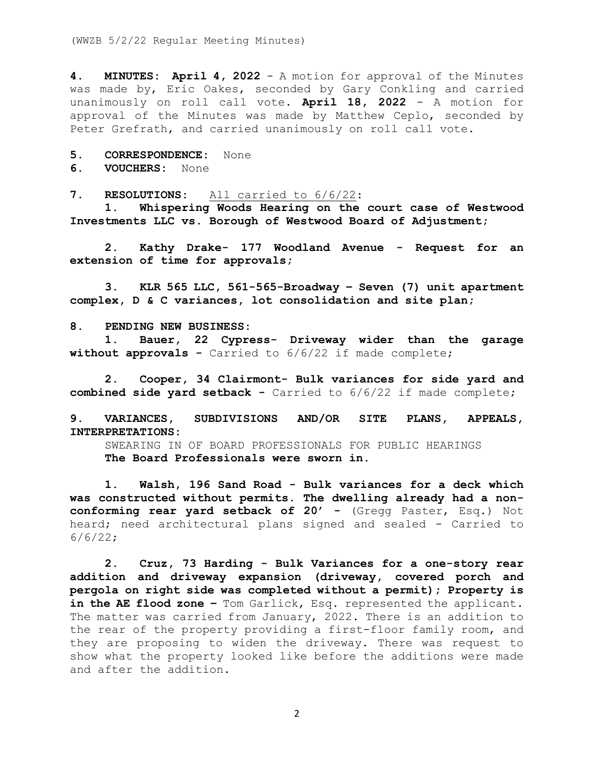**4. MINUTES: April 4, 2022** - A motion for approval of the Minutes was made by, Eric Oakes, seconded by Gary Conkling and carried unanimously on roll call vote. **April 18, 2022** - A motion for approval of the Minutes was made by Matthew Ceplo, seconded by Peter Grefrath, and carried unanimously on roll call vote.

**5. CORRESPONDENCE:** None

**6. VOUCHERS:** None

**7. RESOLUTIONS:** All carried to 6/6/22:

**1. Whispering Woods Hearing on the court case of Westwood Investments LLC vs. Borough of Westwood Board of Adjustment;**

**2. Kathy Drake- 177 Woodland Avenue - Request for an extension of time for approvals;**

**3. KLR 565 LLC, 561-565-Broadway – Seven (7) unit apartment complex, D & C variances, lot consolidation and site plan;**

**8. PENDING NEW BUSINESS:**

**1. Bauer, 22 Cypress- Driveway wider than the garage without approvals -** Carried to 6/6/22 if made complete;

**2. Cooper, 34 Clairmont- Bulk variances for side yard and combined side yard setback -** Carried to 6/6/22 if made complete;

**9. VARIANCES, SUBDIVISIONS AND/OR SITE PLANS, APPEALS, INTERPRETATIONS:**

SWEARING IN OF BOARD PROFESSIONALS FOR PUBLIC HEARINGS

**The Board Professionals were sworn in.**

**1. Walsh, 196 Sand Road - Bulk variances for a deck which was constructed without permits. The dwelling already had a non-conforming rear yard setback of 20' -** (Gregg Paster, Esq.) Not heard; need architectural plans signed and sealed - Carried to 6/6/22;

**2. Cruz, 73 Harding - Bulk Variances for a one-story rear addition and driveway expansion (driveway, covered porch and pergola on right side was completed without a permit); Property is in the AE flood zone –** Tom Garlick, Esq. represented the applicant. The matter was carried from January, 2022. There is an addition to the rear of the property providing a first-floor family room, and they are proposing to widen the driveway. There was request to show what the property looked like before the additions were made and after the addition.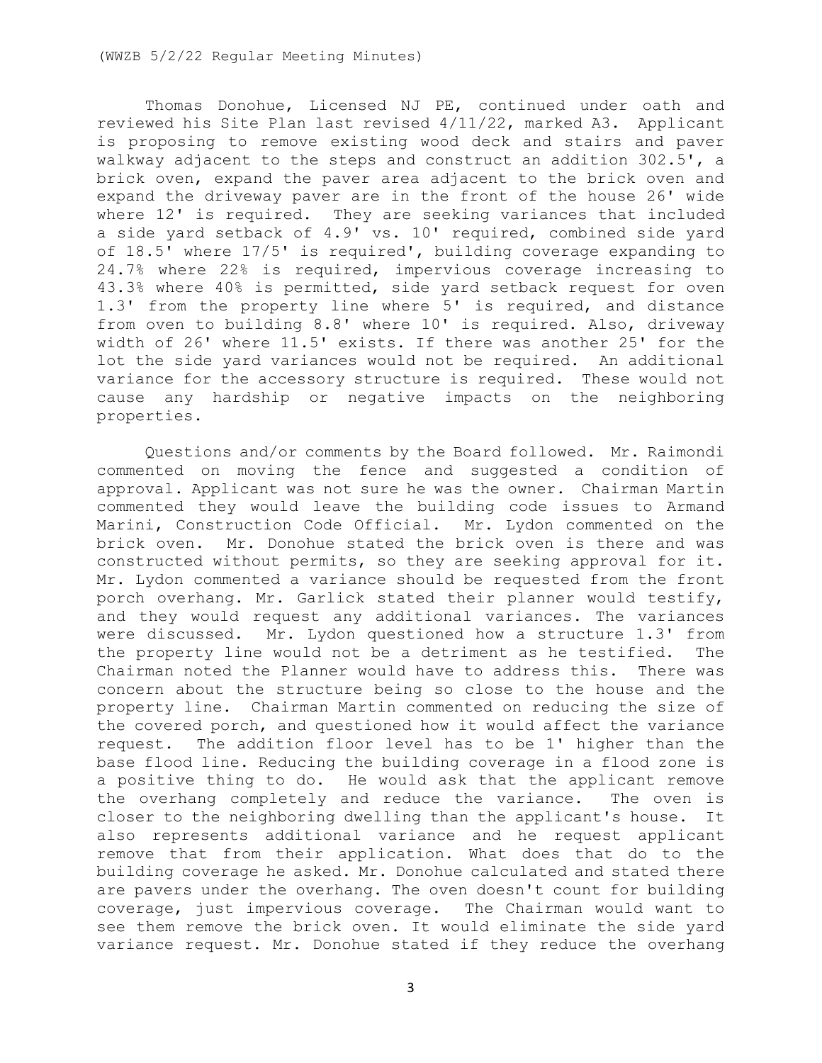Thomas Donohue, Licensed NJ PE, continued under oath and reviewed his Site Plan last revised 4/11/22, marked A3. Applicant is proposing to remove existing wood deck and stairs and paver walkway adjacent to the steps and construct an addition 302.5', a brick oven, expand the paver area adjacent to the brick oven and expand the driveway paver are in the front of the house 26' wide where 12' is required. They are seeking variances that included a side yard setback of 4.9' vs. 10' required, combined side yard of 18.5' where 17/5' is required', building coverage expanding to 24.7% where 22% is required, impervious coverage increasing to 43.3% where 40% is permitted, side yard setback request for oven 1.3' from the property line where 5' is required, and distance from oven to building 8.8' where 10' is required. Also, driveway width of 26' where 11.5' exists. If there was another 25' for the lot the side yard variances would not be required. An additional variance for the accessory structure is required. These would not cause any hardship or negative impacts on the neighboring properties.

Questions and/or comments by the Board followed. Mr. Raimondi commented on moving the fence and suggested a condition of approval. Applicant was not sure he was the owner. Chairman Martin commented they would leave the building code issues to Armand Marini, Construction Code Official. Mr. Lydon commented on the brick oven. Mr. Donohue stated the brick oven is there and was constructed without permits, so they are seeking approval for it. Mr. Lydon commented a variance should be requested from the front porch overhang. Mr. Garlick stated their planner would testify, and they would request any additional variances. The variances were discussed. Mr. Lydon questioned how a structure 1.3' from the property line would not be a detriment as he testified. The Chairman noted the Planner would have to address this. There was concern about the structure being so close to the house and the property line. Chairman Martin commented on reducing the size of the covered porch, and questioned how it would affect the variance request. The addition floor level has to be 1' higher than the base flood line. Reducing the building coverage in a flood zone is a positive thing to do. He would ask that the applicant remove the overhang completely and reduce the variance. The oven is closer to the neighboring dwelling than the applicant's house. It also represents additional variance and he request applicant remove that from their application. What does that do to the building coverage he asked. Mr. Donohue calculated and stated there are pavers under the overhang. The oven doesn't count for building coverage, just impervious coverage. The Chairman would want to see them remove the brick oven. It would eliminate the side yard variance request. Mr. Donohue stated if they reduce the overhang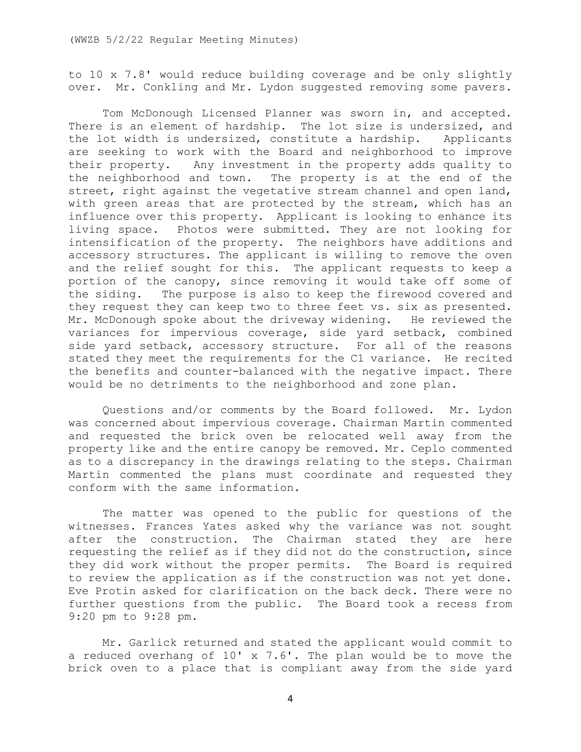to 10 x 7.8' would reduce building coverage and be only slightly over. Mr. Conkling and Mr. Lydon suggested removing some pavers.

Tom McDonough Licensed Planner was sworn in, and accepted. There is an element of hardship. The lot size is undersized, and the lot width is undersized, constitute a hardship. Applicants are seeking to work with the Board and neighborhood to improve their property. Any investment in the property adds quality to the neighborhood and town. The property is at the end of the street, right against the vegetative stream channel and open land, with green areas that are protected by the stream, which has an influence over this property. Applicant is looking to enhance its living space. Photos were submitted. They are not looking for intensification of the property. The neighbors have additions and accessory structures. The applicant is willing to remove the oven and the relief sought for this. The applicant requests to keep a portion of the canopy, since removing it would take off some of the siding. The purpose is also to keep the firewood covered and they request they can keep two to three feet vs. six as presented. Mr. McDonough spoke about the driveway widening. He reviewed the variances for impervious coverage, side yard setback, combined side yard setback, accessory structure. For all of the reasons stated they meet the requirements for the C1 variance. He recited the benefits and counter-balanced with the negative impact. There would be no detriments to the neighborhood and zone plan.

Questions and/or comments by the Board followed. Mr. Lydon was concerned about impervious coverage. Chairman Martin commented and requested the brick oven be relocated well away from the property like and the entire canopy be removed. Mr. Ceplo commented as to a discrepancy in the drawings relating to the steps. Chairman Martin commented the plans must coordinate and requested they conform with the same information.

The matter was opened to the public for questions of the witnesses. Frances Yates asked why the variance was not sought after the construction. The Chairman stated they are here requesting the relief as if they did not do the construction, since they did work without the proper permits. The Board is required to review the application as if the construction was not yet done. Eve Protin asked for clarification on the back deck. There were no further questions from the public. The Board took a recess from 9:20 pm to 9:28 pm.

Mr. Garlick returned and stated the applicant would commit to a reduced overhang of 10' x 7.6'. The plan would be to move the brick oven to a place that is compliant away from the side yard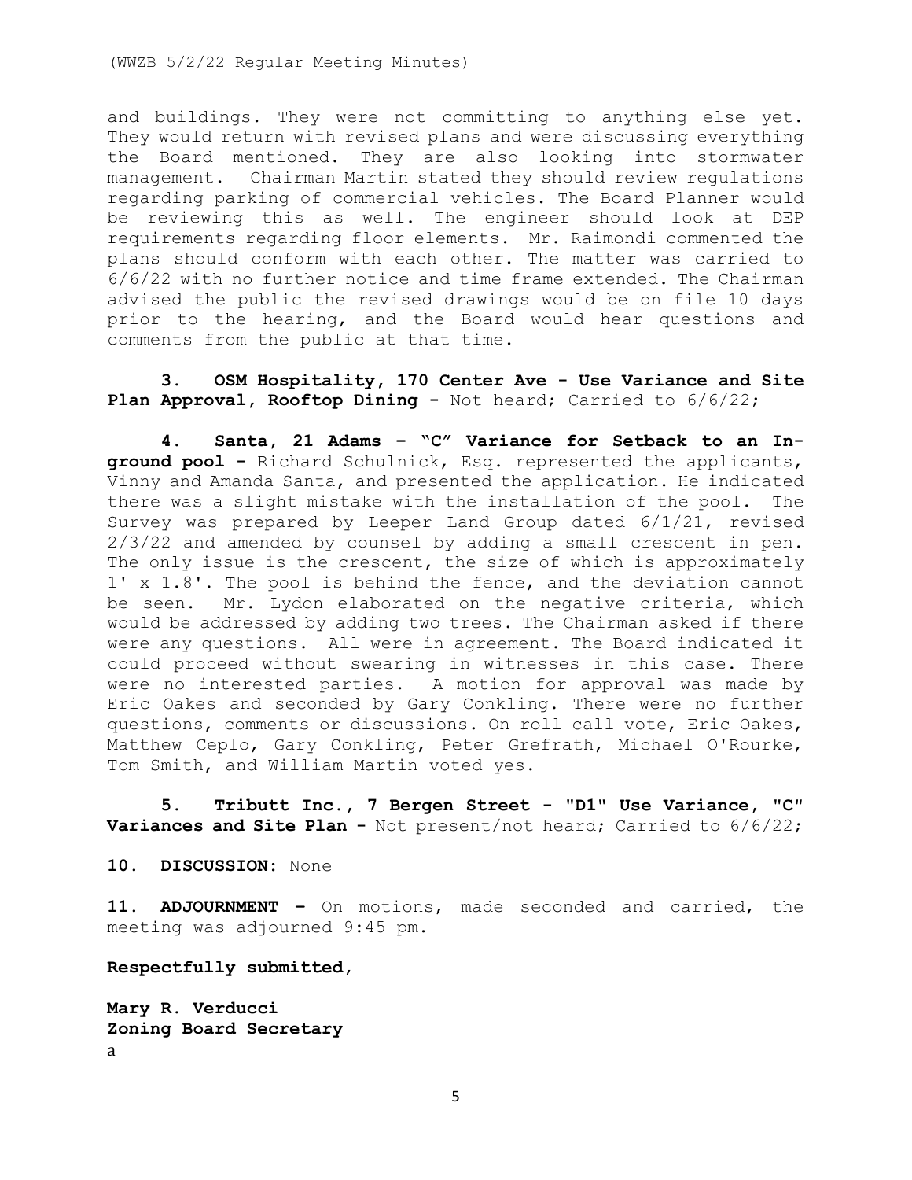and buildings. They were not committing to anything else yet. They would return with revised plans and were discussing everything the Board mentioned. They are also looking into stormwater management. Chairman Martin stated they should review regulations regarding parking of commercial vehicles. The Board Planner would be reviewing this as well. The engineer should look at DEP requirements regarding floor elements. Mr. Raimondi commented the plans should conform with each other. The matter was carried to 6/6/22 with no further notice and time frame extended. The Chairman advised the public the revised drawings would be on file 10 days prior to the hearing, and the Board would hear questions and comments from the public at that time.

**3. OSM Hospitality, 170 Center Ave - Use Variance and Site Plan Approval, Rooftop Dining -** Not heard; Carried to 6/6/22;

**4. Santa, 21 Adams – "C" Variance for Setback to an In-ground pool -** Richard Schulnick, Esq. represented the applicants, Vinny and Amanda Santa, and presented the application. He indicated there was a slight mistake with the installation of the pool. The Survey was prepared by Leeper Land Group dated 6/1/21, revised 2/3/22 and amended by counsel by adding a small crescent in pen. The only issue is the crescent, the size of which is approximately 1' x 1.8'. The pool is behind the fence, and the deviation cannot be seen. Mr. Lydon elaborated on the negative criteria, which would be addressed by adding two trees. The Chairman asked if there were any questions. All were in agreement. The Board indicated it could proceed without swearing in witnesses in this case. There were no interested parties. A motion for approval was made by Eric Oakes and seconded by Gary Conkling. There were no further questions, comments or discussions. On roll call vote, Eric Oakes, Matthew Ceplo, Gary Conkling, Peter Grefrath, Michael O'Rourke, Tom Smith, and William Martin voted yes.

**5. Tributt Inc., 7 Bergen Street - "D1" Use Variance, "C" Variances and Site Plan -** Not present/not heard; Carried to 6/6/22;

**10. DISCUSSION:** None

**11. ADJOURNMENT –** On motions, made seconded and carried, the meeting was adjourned 9:45 pm.

**Respectfully submitted,**

**Mary R. Verducci**
**Zoning Board Secretary**
a